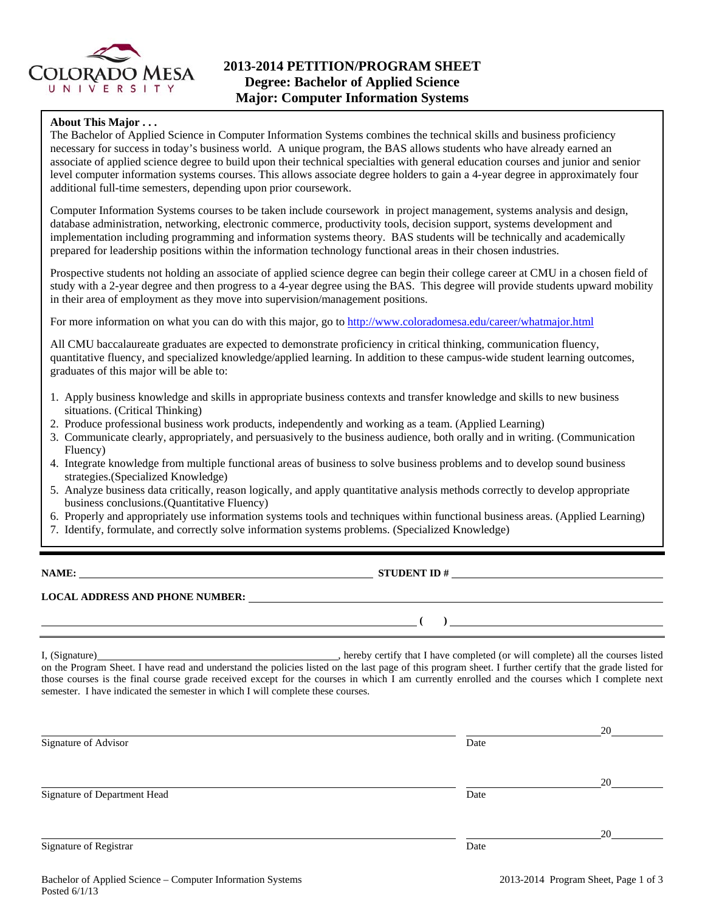# 2013-2014 PETITION/PROGRAM SHEET
## Degree: Bachelor of Applied Science
## Major: Computer Information Systems

**About This Major . . .**

The Bachelor of Applied Science in Computer Information Systems combines the technical skills and business proficiency necessary for success in today's business world. A unique program, the BAS allows students who have already earned an associate of applied science degree to build upon their technical specialties with general education courses and junior and senior level computer information systems courses. This allows associate degree holders to gain a 4-year degree in approximately four additional full-time semesters, depending upon prior coursework.

Computer Information Systems courses to be taken include coursework in project management, systems analysis and design, database administration, networking, electronic commerce, productivity tools, decision support, systems development and implementation including programming and information systems theory. BAS students will be technically and academically prepared for leadership positions within the information technology functional areas in their chosen industries.

Prospective students not holding an associate of applied science degree can begin their college career at CMU in a chosen field of study with a 2-year degree and then progress to a 4-year degree using the BAS. This degree will provide students upward mobility in their area of employment as they move into supervision/management positions.

For more information on what you can do with this major, go to http://www.coloradomesa.edu/career/whatmajor.html

All CMU baccalaureate graduates are expected to demonstrate proficiency in critical thinking, communication fluency, quantitative fluency, and specialized knowledge/applied learning. In addition to these campus-wide student learning outcomes, graduates of this major will be able to:

1. Apply business knowledge and skills in appropriate business contexts and transfer knowledge and skills to new business situations. (Critical Thinking)
2. Produce professional business work products, independently and working as a team. (Applied Learning)
3. Communicate clearly, appropriately, and persuasively to the business audience, both orally and in writing. (Communication Fluency)
4. Integrate knowledge from multiple functional areas of business to solve business problems and to develop sound business strategies.(Specialized Knowledge)
5. Analyze business data critically, reason logically, and apply quantitative analysis methods correctly to develop appropriate business conclusions.(Quantitative Fluency)
6. Properly and appropriately use information systems tools and techniques within functional business areas. (Applied Learning)
7. Identify, formulate, and correctly solve information systems problems. (Specialized Knowledge)

---

**NAME:** ______________________________ **STUDENT ID #** ______________________________

**LOCAL ADDRESS AND PHONE NUMBER:** ______________________________

______________________________ **( )** ______________________________

---

I, (Signature)______________________________, hereby certify that I have completed (or will complete) all the courses listed on the Program Sheet. I have read and understand the policies listed on the last page of this program sheet. I further certify that the grade listed for those courses is the final course grade received except for the courses in which I am currently enrolled and the courses which I complete next semester. I have indicated the semester in which I will complete these courses.

______________________________ ______________ 20______
Signature of Advisor Date

______________________________ ______________ 20______
Signature of Department Head Date

______________________________ ______________ 20______
Signature of Registrar Date

Bachelor of Applied Science – Computer Information Systems
Posted 6/1/13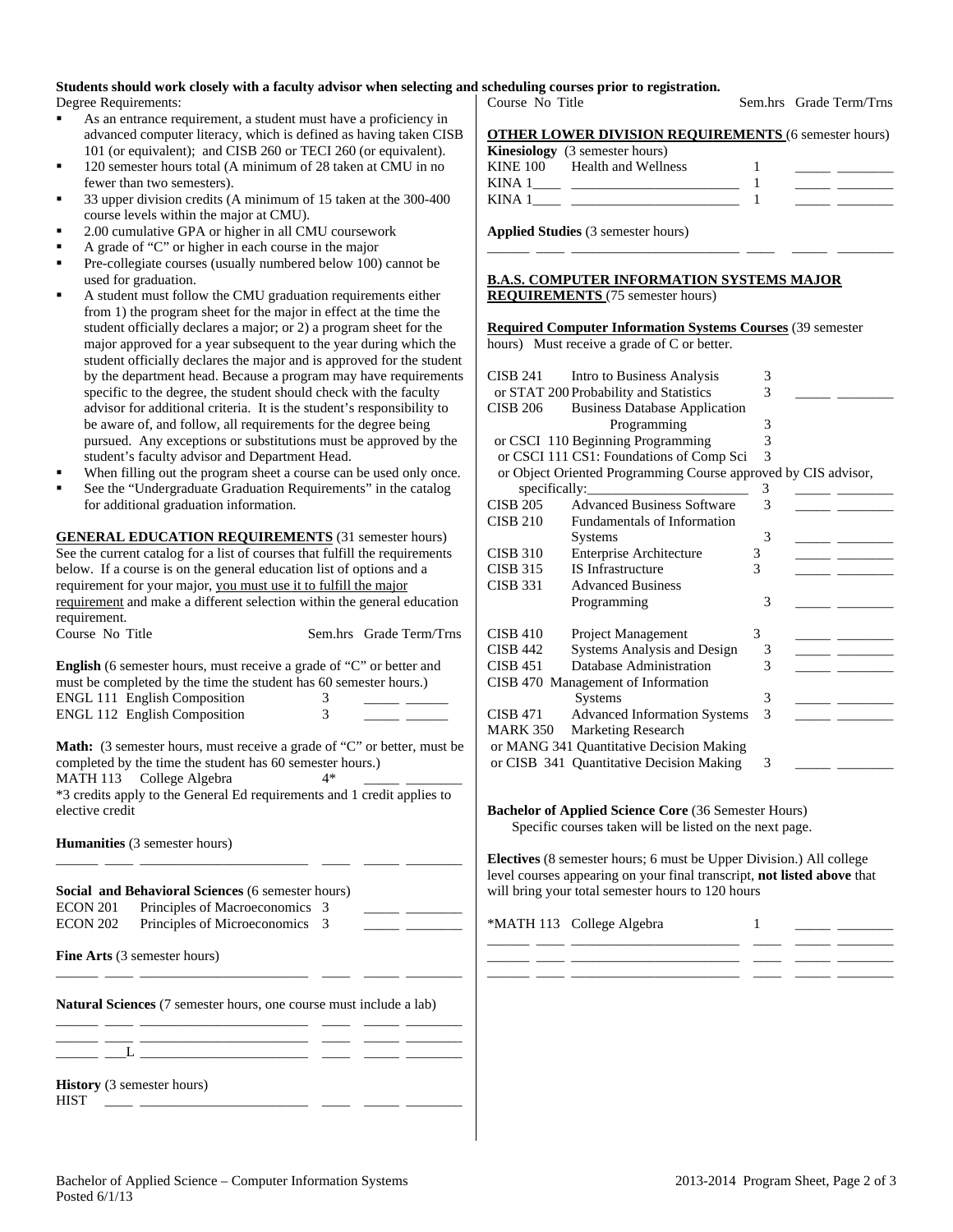**Students should work closely with a faculty advisor when selecting and scheduling courses prior to registration.**

Degree Requirements:

- As an entrance requirement, a student must have a proficiency in advanced computer literacy, which is defined as having taken CISB 101 (or equivalent); and CISB 260 or TECI 260 (or equivalent).
- 120 semester hours total (A minimum of 28 taken at CMU in no fewer than two semesters).
- 33 upper division credits (A minimum of 15 taken at the 300-400 course levels within the major at CMU).
- 2.00 cumulative GPA or higher in all CMU coursework
- A grade of "C" or higher in each course in the major
- Pre-collegiate courses (usually numbered below 100) cannot be used for graduation.
- A student must follow the CMU graduation requirements either from 1) the program sheet for the major in effect at the time the student officially declares a major; or 2) a program sheet for the major approved for a year subsequent to the year during which the student officially declares the major and is approved for the student by the department head. Because a program may have requirements specific to the degree, the student should check with the faculty advisor for additional criteria. It is the student's responsibility to be aware of, and follow, all requirements for the degree being pursued. Any exceptions or substitutions must be approved by the student's faculty advisor and Department Head.
- When filling out the program sheet a course can be used only once.
- See the "Undergraduate Graduation Requirements" in the catalog for additional graduation information.

**GENERAL EDUCATION REQUIREMENTS** (31 semester hours) See the current catalog for a list of courses that fulfill the requirements below. If a course is on the general education list of options and a requirement for your major, you must use it to fulfill the major requirement and make a different selection within the general education requirement.

| Course No | Title | Sem.hrs | Grade | Term/Trns |
|---|---|---|---|---|

**English** (6 semester hours, must receive a grade of "C" or better and must be completed by the time the student has 60 semester hours.)

| Course No | Title | Sem.hrs | Grade | Term/Trns |
|---|---|---|---|---|
| ENGL 111 | English Composition | 3 | | |
| ENGL 112 | English Composition | 3 | | |

**Math:** (3 semester hours, must receive a grade of "C" or better, must be completed by the time the student has 60 semester hours.)

| Course No | Title | Sem.hrs | Grade | Term/Trns |
|---|---|---|---|---|
| MATH 113 | College Algebra | 4* | | |

*3 credits apply to the General Ed requirements and 1 credit applies to elective credit

**Humanities** (3 semester hours)

| Course No | Title | Sem.hrs | Grade | Term/Trns |
|---|---|---|---|---|
| | | | | |

**Social and Behavioral Sciences** (6 semester hours)

| Course No | Title | Sem.hrs | Grade | Term/Trns |
|---|---|---|---|---|
| ECON 201 | Principles of Macroeconomics | 3 | | |
| ECON 202 | Principles of Microeconomics | 3 | | |

**Fine Arts** (3 semester hours)

| Course No | Title | Sem.hrs | Grade | Term/Trns |
|---|---|---|---|---|
| | | | | |

**Natural Sciences** (7 semester hours, one course must include a lab)

| Course No | Title | Sem.hrs | Grade | Term/Trns |
|---|---|---|---|---|
| | | | | |
| | | | | |
| ___L | | | | |

**History** (3 semester hours)

| Course No | Title | Sem.hrs | Grade | Term/Trns |
|---|---|---|---|---|
| HIST | | | | |

**OTHER LOWER DIVISION REQUIREMENTS** (6 semester hours)

**Kinesiology** (3 semester hours)

| Course No | Title | Sem.hrs | Grade | Term/Trns |
|---|---|---|---|---|
| KINE 100 | Health and Wellness | 1 | | |
| KINA 1____ | | 1 | | |
| KINA 1____ | | 1 | | |

**Applied Studies** (3 semester hours)

| Course No | Title | Sem.hrs | Grade | Term/Trns |
|---|---|---|---|---|
| | | | | |

**B.A.S. COMPUTER INFORMATION SYSTEMS MAJOR REQUIREMENTS** (75 semester hours)

**Required Computer Information Systems Courses** (39 semester hours) Must receive a grade of C or better.

| Course No | Title | Sem.hrs | Grade | Term/Trns |
|---|---|---|---|---|
| CISB 241 | Intro to Business Analysis | 3 | | |
| or STAT 200 | Probability and Statistics | 3 | | |
| CISB 206 | Business Database Application Programming | 3 | | |
| or CSCI 110 | Beginning Programming | 3 | | |
| or CSCI 111 | CS1: Foundations of Comp Sci | 3 | | |
| or Object Oriented Programming Course approved by CIS advisor, specifically:____________ | | 3 | | |
| CISB 205 | Advanced Business Software | 3 | | |
| CISB 210 | Fundamentals of Information Systems | 3 | | |
| CISB 310 | Enterprise Architecture | 3 | | |
| CISB 315 | IS Infrastructure | 3 | | |
| CISB 331 | Advanced Business Programming | 3 | | |
| CISB 410 | Project Management | 3 | | |
| CISB 442 | Systems Analysis and Design | 3 | | |
| CISB 451 | Database Administration | 3 | | |
| CISB 470 | Management of Information Systems | 3 | | |
| CISB 471 | Advanced Information Systems | 3 | | |
| MARK 350 | Marketing Research | | | |
| or MANG 341 | Quantitative Decision Making | | | |
| or CISB 341 | Quantitative Decision Making | 3 | | |

**Bachelor of Applied Science Core** (36 Semester Hours)
Specific courses taken will be listed on the next page.

**Electives** (8 semester hours; 6 must be Upper Division.) All college level courses appearing on your final transcript, **not listed above** that will bring your total semester hours to 120 hours

| Course No | Title | Sem.hrs | Grade | Term/Trns |
|---|---|---|---|---|
| *MATH 113 | College Algebra | 1 | | |
| | | | | |
| | | | | |
| | | | | |

Bachelor of Applied Science – Computer Information Systems
Posted 6/1/13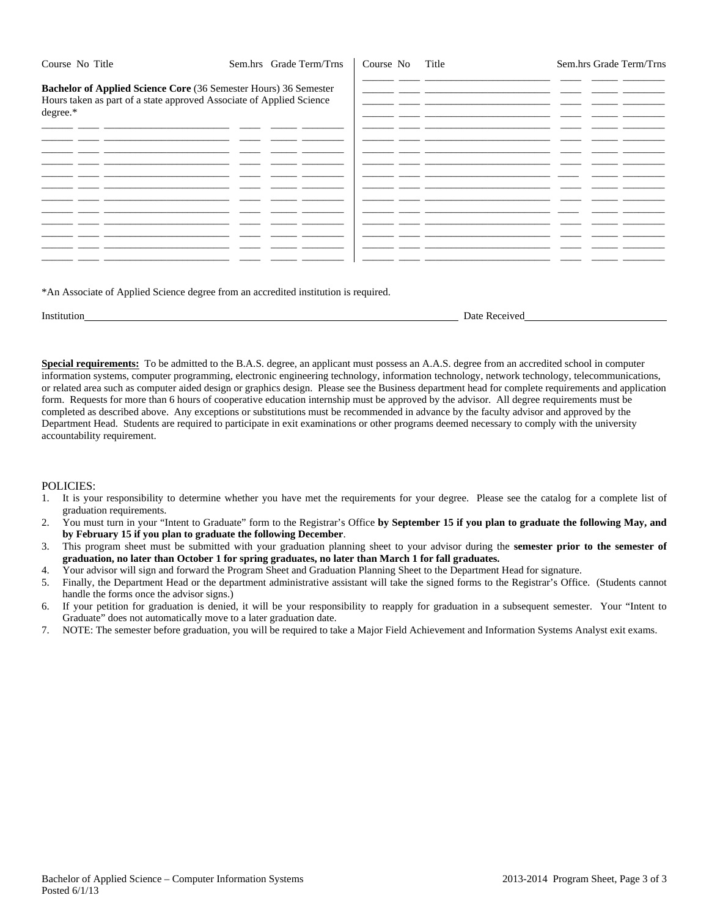| Course No | Title | Sem.hrs | Grade | Term/Trns |
|---|---|---|---|---|
| **Bachelor of Applied Science Core** (36 Semester Hours) 36 Semester Hours taken as part of a state approved Associate of Applied Science degree.* | | | | |
| | | | | |
| | | | | |
| | | | | |
| | | | | |
| | | | | |
| | | | | |
| | | | | |
| | | | | |
| | | | | |
| | | | | |
| | | | | |

| Course No | Title | Sem.hrs | Grade | Term/Trns |
|---|---|---|---|---|
| | | | | |
| | | | | |
| | | | | |
| | | | | |
| | | | | |
| | | | | |
| | | | | |
| | | | | |
| | | | | |
| | | | | |
| | | | | |
| | | | | |
| | | | | |
| | | | | |
| | | | | |
| | | | | |

*An Associate of Applied Science degree from an accredited institution is required.

Institution\_\_\_\_\_\_\_\_\_\_\_\_\_\_\_\_\_\_\_\_\_\_\_\_\_\_\_\_\_\_\_\_\_\_ Date Received\_\_\_\_\_\_\_\_\_\_\_\_\_\_\_\_\_\_\_\_

**Special requirements:** To be admitted to the B.A.S. degree, an applicant must possess an A.A.S. degree from an accredited school in computer information systems, computer programming, electronic engineering technology, information technology, network technology, telecommunications, or related area such as computer aided design or graphics design. Please see the Business department head for complete requirements and application form. Requests for more than 6 hours of cooperative education internship must be approved by the advisor. All degree requirements must be completed as described above. Any exceptions or substitutions must be recommended in advance by the faculty advisor and approved by the Department Head. Students are required to participate in exit examinations or other programs deemed necessary to comply with the university accountability requirement.

POLICIES:

1. It is your responsibility to determine whether you have met the requirements for your degree. Please see the catalog for a complete list of graduation requirements.
2. You must turn in your "Intent to Graduate" form to the Registrar's Office **by September 15 if you plan to graduate the following May, and by February 15 if you plan to graduate the following December**.
3. This program sheet must be submitted with your graduation planning sheet to your advisor during the **semester prior to the semester of graduation, no later than October 1 for spring graduates, no later than March 1 for fall graduates.**
4. Your advisor will sign and forward the Program Sheet and Graduation Planning Sheet to the Department Head for signature.
5. Finally, the Department Head or the department administrative assistant will take the signed forms to the Registrar's Office. (Students cannot handle the forms once the advisor signs.)
6. If your petition for graduation is denied, it will be your responsibility to reapply for graduation in a subsequent semester. Your "Intent to Graduate" does not automatically move to a later graduation date.
7. NOTE: The semester before graduation, you will be required to take a Major Field Achievement and Information Systems Analyst exit exams.